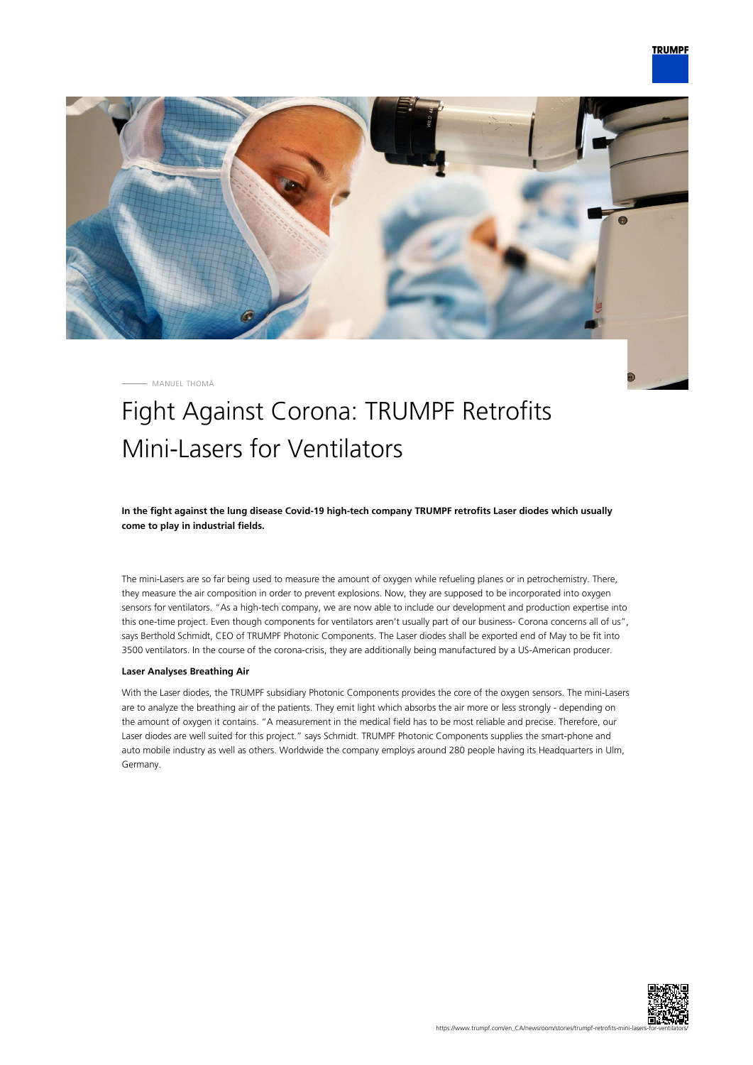MANUEL THOMÄ

# Fight Against Corona: TRUMPF Retrofits Mini-Lasers for Ventilators

**In the fight against the lung disease Covid-19 high-tech company TRUMPF retrofits Laser diodes which usually come to play in industrial fields.**

The mini-Lasers are so far being used to measure the amount of oxygen while refueling planes or in petrochemistry. There, they measure the air composition in order to prevent explosions. Now, they are supposed to be incorporated into oxygen sensors for ventilators. "As a high-tech company, we are now able to include our development and production expertise into this one-time project. Even though components for ventilators aren't usually part of our business- Corona concerns all of us", says Berthold Schmidt, CEO of TRUMPF Photonic Components. The Laser diodes shall be exported end of May to be fit into 3500 ventilators. In the course of the corona-crisis, they are additionally being manufactured by a US-American producer.

### Laser Analyses Breathing Air

With the Laser diodes, the TRUMPF subsidiary Photonic Components provides the core of the oxygen sensors. The mini-Lasers are to analyze the breathing air of the patients. They emit light which absorbs the air more or less strongly - depending on the amount of oxygen it contains. "A measurement in the medical field has to be most reliable and precise. Therefore, our Laser diodes are well suited for this project." says Schmidt. TRUMPF Photonic Components supplies the smart-phone and auto mobile industry as well as others. Worldwide the company employs around 280 people having its Headquarters in Ulm, Germany.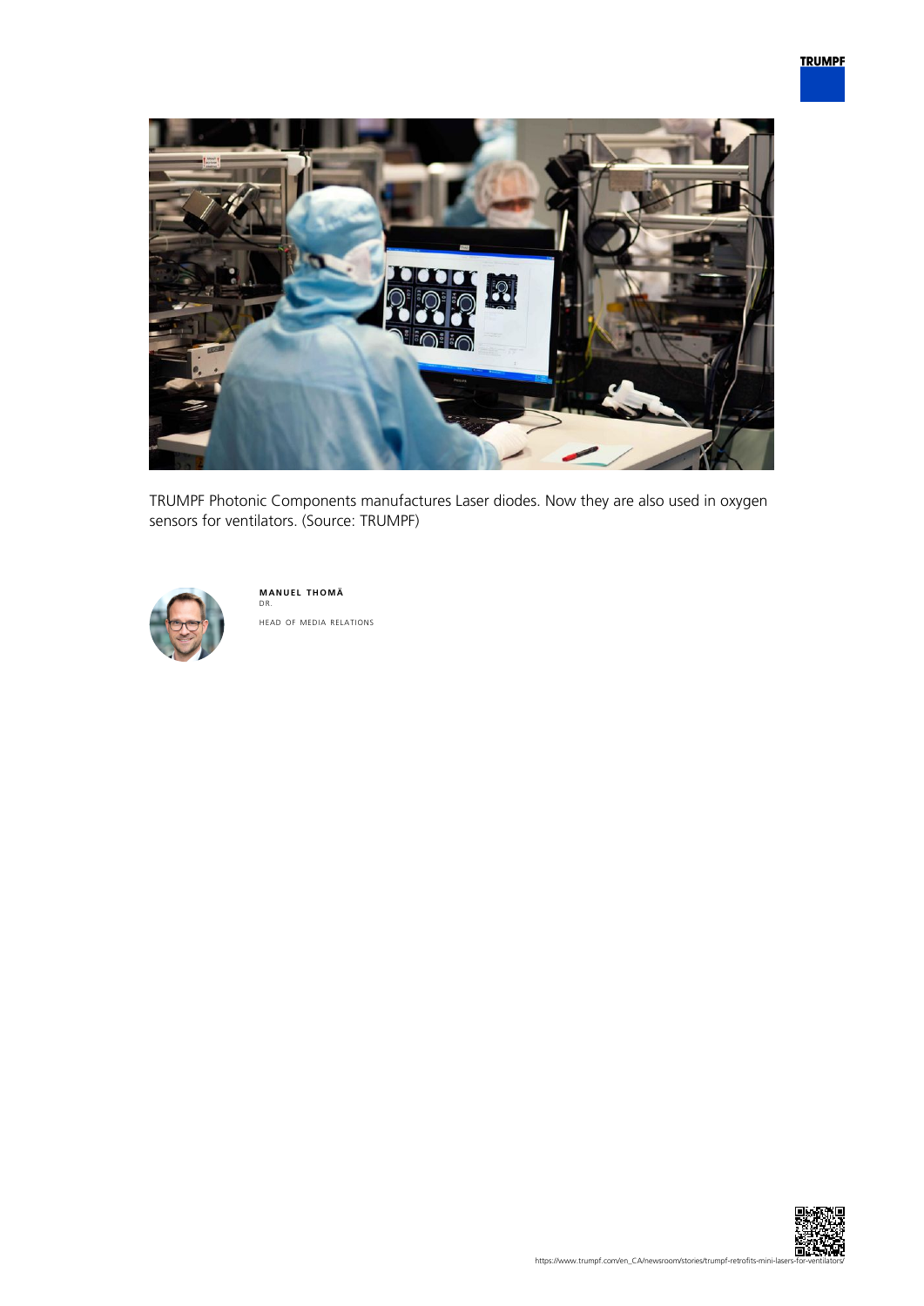TRUMPF Photonic Components manufactures Laser diodes. Now they are also used in oxygen sensors for ventilators. (Source: TRUMPF)

**MANUEL THOMÄ**
DR.
HEAD OF MEDIA RELATIONS